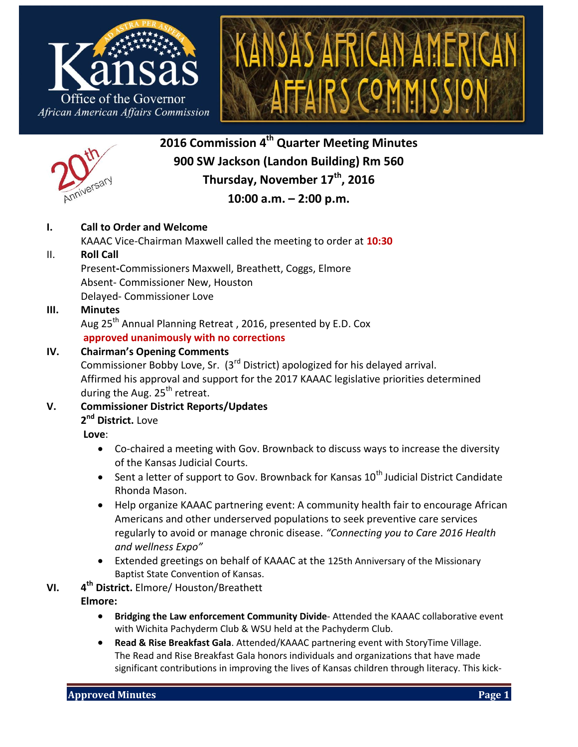Kansas Office of the Governor
African American Affairs Commission

KANSAS AFRICAN AMERICAN AFFAIRS COMMISSION

20th Anniversary

# 2016 Commission 4th Quarter Meeting Minutes
## 900 SW Jackson (Landon Building) Rm 560
## Thursday, November 17th, 2016
## 10:00 a.m. – 2:00 p.m.

**I. Call to Order and Welcome**

KAAAC Vice-Chairman Maxwell called the meeting to order at **10:30**

II. **Roll Call**

Present-Commissioners Maxwell, Breathett, Coggs, Elmore
Absent- Commissioner New, Houston
Delayed- Commissioner Love

**III. Minutes**

Aug 25th Annual Planning Retreat , 2016, presented by E.D. Cox
**approved unanimously with no corrections**

**IV. Chairman's Opening Comments**

Commissioner Bobby Love, Sr. (3rd District) apologized for his delayed arrival.
Affirmed his approval and support for the 2017 KAAAC legislative priorities determined during the Aug. 25th retreat.

**V. Commissioner District Reports/Updates**

**2nd District.** Love

**Love**:

- Co-chaired a meeting with Gov. Brownback to discuss ways to increase the diversity of the Kansas Judicial Courts.
- Sent a letter of support to Gov. Brownback for Kansas 10th Judicial District Candidate Rhonda Mason.
- Help organize KAAAC partnering event: A community health fair to encourage African Americans and other underserved populations to seek preventive care services regularly to avoid or manage chronic disease. *"Connecting you to Care 2016 Health and wellness Expo"*
- Extended greetings on behalf of KAAAC at the 125th Anniversary of the Missionary Baptist State Convention of Kansas.

**VI. 4th District.** Elmore/ Houston/Breathett

**Elmore:**

- **Bridging the Law enforcement Community Divide**- Attended the KAAAC collaborative event with Wichita Pachyderm Club & WSU held at the Pachyderm Club.
- **Read & Rise Breakfast Gala**. Attended/KAAAC partnering event with StoryTime Village. The Read and Rise Breakfast Gala honors individuals and organizations that have made significant contributions in improving the lives of Kansas children through literacy. This kick-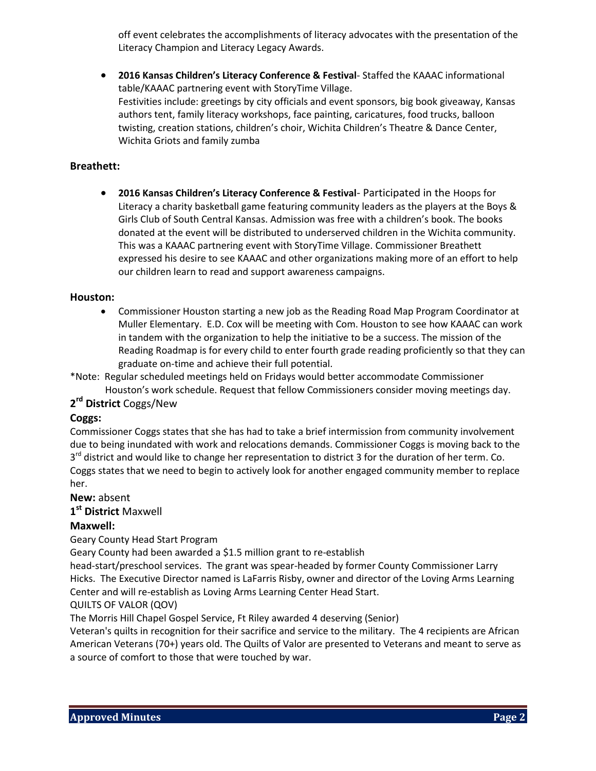off event celebrates the accomplishments of literacy advocates with the presentation of the Literacy Champion and Literacy Legacy Awards.

- **2016 Kansas Children's Literacy Conference & Festival**- Staffed the KAAAC informational table/KAAAC partnering event with StoryTime Village.
  Festivities include: greetings by city officials and event sponsors, big book giveaway, Kansas authors tent, family literacy workshops, face painting, caricatures, food trucks, balloon twisting, creation stations, children's choir, Wichita Children's Theatre & Dance Center, Wichita Griots and family zumba

**Breathett:**

- **2016 Kansas Children's Literacy Conference & Festival**- Participated in the Hoops for Literacy a charity basketball game featuring community leaders as the players at the Boys & Girls Club of South Central Kansas. Admission was free with a children's book. The books donated at the event will be distributed to underserved children in the Wichita community. This was a KAAAC partnering event with StoryTime Village. Commissioner Breathett expressed his desire to see KAAAC and other organizations making more of an effort to help our children learn to read and support awareness campaigns.

**Houston:**

- Commissioner Houston starting a new job as the Reading Road Map Program Coordinator at Muller Elementary. E.D. Cox will be meeting with Com. Houston to see how KAAAC can work in tandem with the organization to help the initiative to be a success. The mission of the Reading Roadmap is for every child to enter fourth grade reading proficiently so that they can graduate on-time and achieve their full potential.

*Note: Regular scheduled meetings held on Fridays would better accommodate Commissioner Houston's work schedule. Request that fellow Commissioners consider moving meetings day.

**2rd District** Coggs/New

**Coggs:**

Commissioner Coggs states that she has had to take a brief intermission from community involvement due to being inundated with work and relocations demands. Commissioner Coggs is moving back to the 3rd district and would like to change her representation to district 3 for the duration of her term. Co. Coggs states that we need to begin to actively look for another engaged community member to replace her.

**New:** absent

**1st District** Maxwell

**Maxwell:**

Geary County Head Start Program

Geary County had been awarded a $1.5 million grant to re-establish head-start/preschool services. The grant was spear-headed by former County Commissioner Larry Hicks. The Executive Director named is LaFarris Risby, owner and director of the Loving Arms Learning Center and will re-establish as Loving Arms Learning Center Head Start.

QUILTS OF VALOR (QOV)

The Morris Hill Chapel Gospel Service, Ft Riley awarded 4 deserving (Senior) Veteran's quilts in recognition for their sacrifice and service to the military. The 4 recipients are African American Veterans (70+) years old. The Quilts of Valor are presented to Veterans and meant to serve as a source of comfort to those that were touched by war.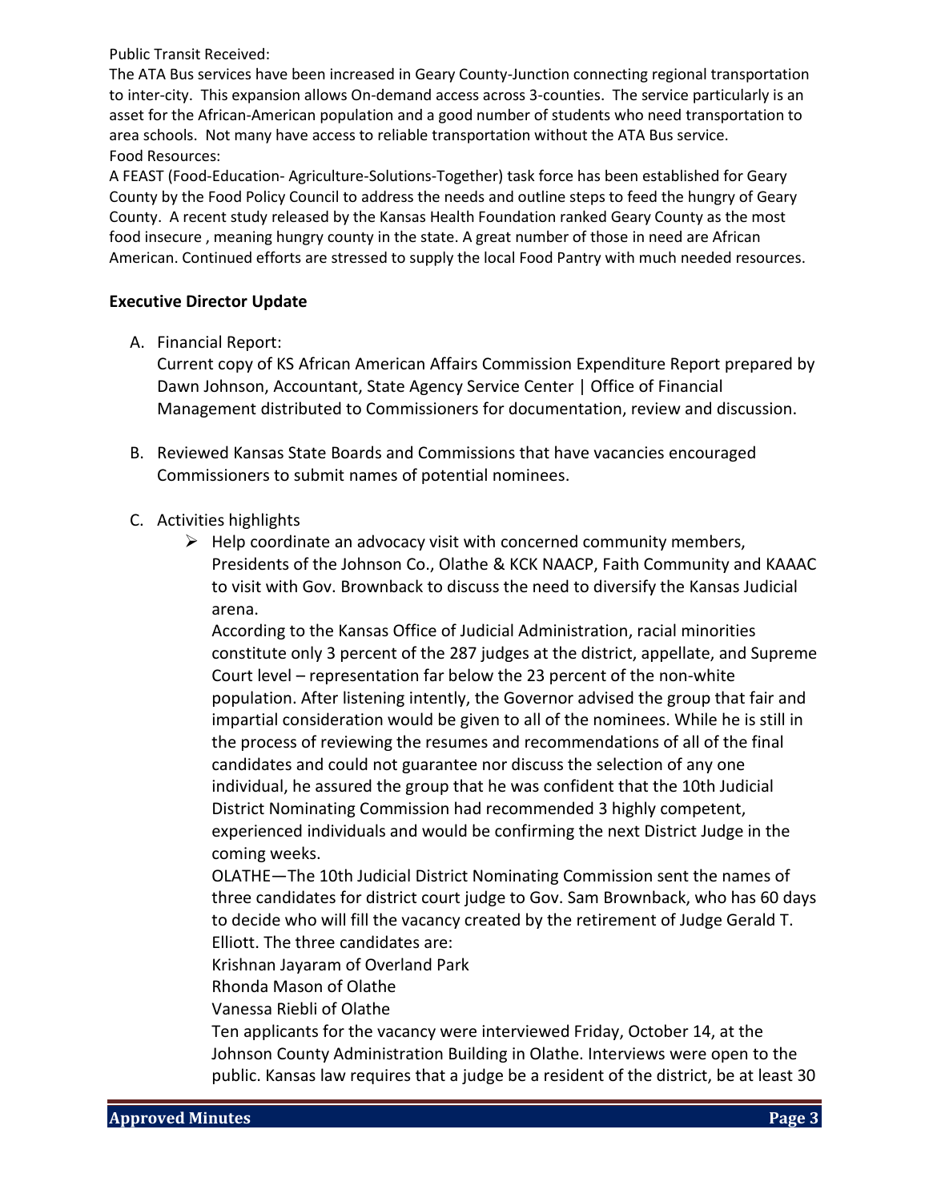Public Transit Received:
The ATA Bus services have been increased in Geary County-Junction connecting regional transportation to inter-city. This expansion allows On-demand access across 3-counties. The service particularly is an asset for the African-American population and a good number of students who need transportation to area schools. Not many have access to reliable transportation without the ATA Bus service.
Food Resources:
A FEAST (Food-Education- Agriculture-Solutions-Together) task force has been established for Geary County by the Food Policy Council to address the needs and outline steps to feed the hungry of Geary County. A recent study released by the Kansas Health Foundation ranked Geary County as the most food insecure , meaning hungry county in the state. A great number of those in need are African American. Continued efforts are stressed to supply the local Food Pantry with much needed resources.

**Executive Director Update**

A. Financial Report:
   Current copy of KS African American Affairs Commission Expenditure Report prepared by Dawn Johnson, Accountant, State Agency Service Center | Office of Financial Management distributed to Commissioners for documentation, review and discussion.

B. Reviewed Kansas State Boards and Commissions that have vacancies encouraged Commissioners to submit names of potential nominees.

C. Activities highlights
   - Help coordinate an advocacy visit with concerned community members, Presidents of the Johnson Co., Olathe & KCK NAACP, Faith Community and KAAAC to visit with Gov. Brownback to discuss the need to diversify the Kansas Judicial arena.
     According to the Kansas Office of Judicial Administration, racial minorities constitute only 3 percent of the 287 judges at the district, appellate, and Supreme Court level – representation far below the 23 percent of the non-white population. After listening intently, the Governor advised the group that fair and impartial consideration would be given to all of the nominees. While he is still in the process of reviewing the resumes and recommendations of all of the final candidates and could not guarantee nor discuss the selection of any one individual, he assured the group that he was confident that the 10th Judicial District Nominating Commission had recommended 3 highly competent, experienced individuals and would be confirming the next District Judge in the coming weeks.
     OLATHE—The 10th Judicial District Nominating Commission sent the names of three candidates for district court judge to Gov. Sam Brownback, who has 60 days to decide who will fill the vacancy created by the retirement of Judge Gerald T. Elliott. The three candidates are:
     Krishnan Jayaram of Overland Park
     Rhonda Mason of Olathe
     Vanessa Riebli of Olathe
     Ten applicants for the vacancy were interviewed Friday, October 14, at the Johnson County Administration Building in Olathe. Interviews were open to the public. Kansas law requires that a judge be a resident of the district, be at least 30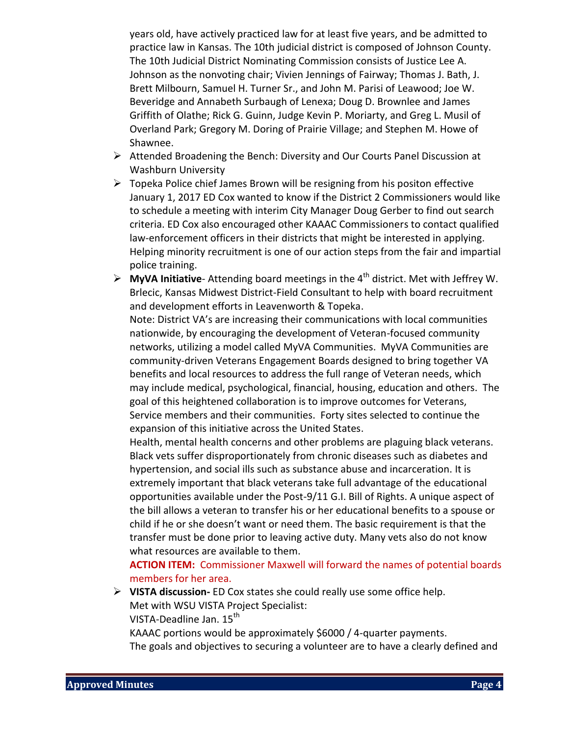years old, have actively practiced law for at least five years, and be admitted to practice law in Kansas. The 10th judicial district is composed of Johnson County. The 10th Judicial District Nominating Commission consists of Justice Lee A. Johnson as the nonvoting chair; Vivien Jennings of Fairway; Thomas J. Bath, J. Brett Milbourn, Samuel H. Turner Sr., and John M. Parisi of Leawood; Joe W. Beveridge and Annabeth Surbaugh of Lenexa; Doug D. Brownlee and James Griffith of Olathe; Rick G. Guinn, Judge Kevin P. Moriarty, and Greg L. Musil of Overland Park; Gregory M. Doring of Prairie Village; and Stephen M. Howe of Shawnee.

- Attended Broadening the Bench: Diversity and Our Courts Panel Discussion at Washburn University
- Topeka Police chief James Brown will be resigning from his positon effective January 1, 2017 ED Cox wanted to know if the District 2 Commissioners would like to schedule a meeting with interim City Manager Doug Gerber to find out search criteria. ED Cox also encouraged other KAAAC Commissioners to contact qualified law-enforcement officers in their districts that might be interested in applying. Helping minority recruitment is one of our action steps from the fair and impartial police training.
- **MyVA Initiative**- Attending board meetings in the 4th district. Met with Jeffrey W. Brlecic, Kansas Midwest District-Field Consultant to help with board recruitment and development efforts in Leavenworth & Topeka.

  Note: District VA's are increasing their communications with local communities nationwide, by encouraging the development of Veteran-focused community networks, utilizing a model called MyVA Communities. MyVA Communities are community-driven Veterans Engagement Boards designed to bring together VA benefits and local resources to address the full range of Veteran needs, which may include medical, psychological, financial, housing, education and others. The goal of this heightened collaboration is to improve outcomes for Veterans, Service members and their communities. Forty sites selected to continue the expansion of this initiative across the United States.

  Health, mental health concerns and other problems are plaguing black veterans. Black vets suffer disproportionately from chronic diseases such as diabetes and hypertension, and social ills such as substance abuse and incarceration. It is extremely important that black veterans take full advantage of the educational opportunities available under the Post-9/11 G.I. Bill of Rights. A unique aspect of the bill allows a veteran to transfer his or her educational benefits to a spouse or child if he or she doesn't want or need them. The basic requirement is that the transfer must be done prior to leaving active duty. Many vets also do not know what resources are available to them.

  **ACTION ITEM:** Commissioner Maxwell will forward the names of potential boards members for her area.
- **VISTA discussion-** ED Cox states she could really use some office help.

  Met with WSU VISTA Project Specialist:

  VISTA-Deadline Jan. 15th

  KAAAC portions would be approximately $6000 / 4-quarter payments.

  The goals and objectives to securing a volunteer are to have a clearly defined and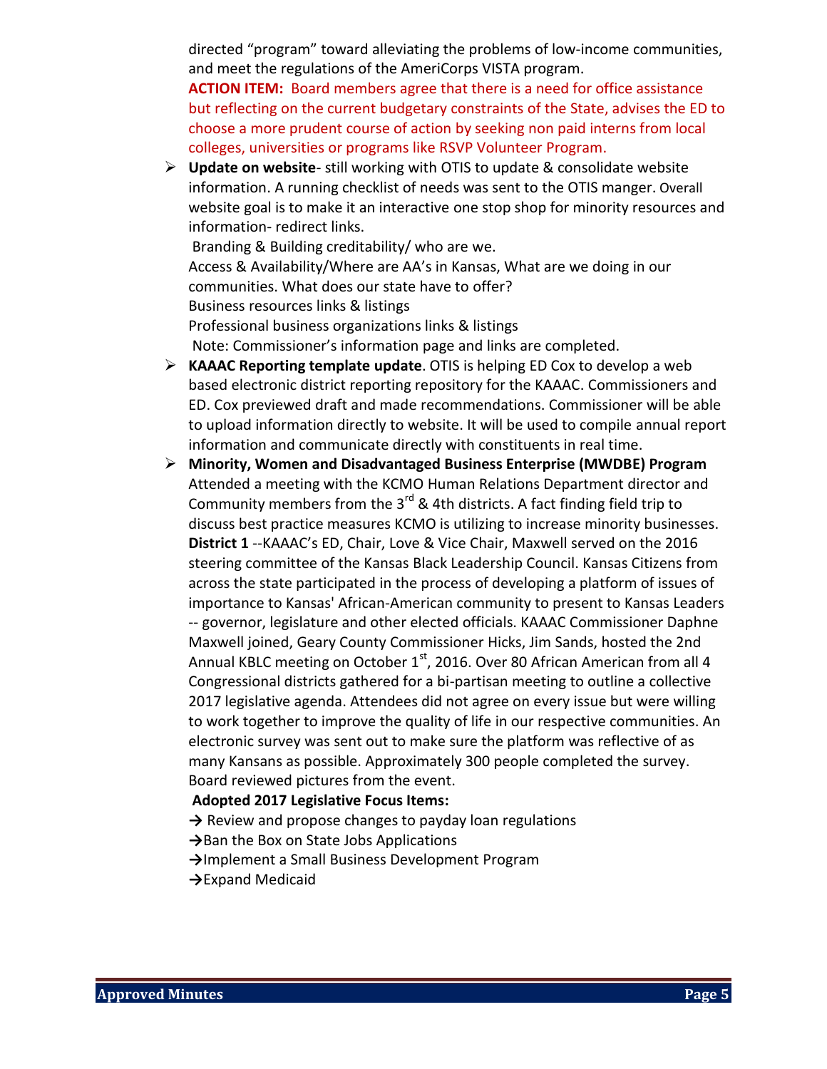directed "program" toward alleviating the problems of low-income communities, and meet the regulations of the AmeriCorps VISTA program.

**ACTION ITEM:** Board members agree that there is a need for office assistance but reflecting on the current budgetary constraints of the State, advises the ED to choose a more prudent course of action by seeking non paid interns from local colleges, universities or programs like RSVP Volunteer Program.

- **Update on website**- still working with OTIS to update & consolidate website information. A running checklist of needs was sent to the OTIS manger. Overall website goal is to make it an interactive one stop shop for minority resources and information- redirect links.

  Branding & Building creditability/ who are we.

  Access & Availability/Where are AA's in Kansas, What are we doing in our communities. What does our state have to offer?

  Business resources links & listings

  Professional business organizations links & listings

  Note: Commissioner's information page and links are completed.

- **KAAAC Reporting template update**. OTIS is helping ED Cox to develop a web based electronic district reporting repository for the KAAAC. Commissioners and ED. Cox previewed draft and made recommendations. Commissioner will be able to upload information directly to website. It will be used to compile annual report information and communicate directly with constituents in real time.

- **Minority, Women and Disadvantaged Business Enterprise (MWDBE) Program** Attended a meeting with the KCMO Human Relations Department director and Community members from the 3rd & 4th districts. A fact finding field trip to discuss best practice measures KCMO is utilizing to increase minority businesses. **District 1** --KAAAC's ED, Chair, Love & Vice Chair, Maxwell served on the 2016 steering committee of the Kansas Black Leadership Council. Kansas Citizens from across the state participated in the process of developing a platform of issues of importance to Kansas' African-American community to present to Kansas Leaders -- governor, legislature and other elected officials. KAAAC Commissioner Daphne Maxwell joined, Geary County Commissioner Hicks, Jim Sands, hosted the 2nd Annual KBLC meeting on October 1st, 2016. Over 80 African American from all 4 Congressional districts gathered for a bi-partisan meeting to outline a collective 2017 legislative agenda. Attendees did not agree on every issue but were willing to work together to improve the quality of life in our respective communities. An electronic survey was sent out to make sure the platform was reflective of as many Kansans as possible. Approximately 300 people completed the survey. Board reviewed pictures from the event.

  **Adopted 2017 Legislative Focus Items:**

  → Review and propose changes to payday loan regulations

  →Ban the Box on State Jobs Applications

  →Implement a Small Business Development Program

  →Expand Medicaid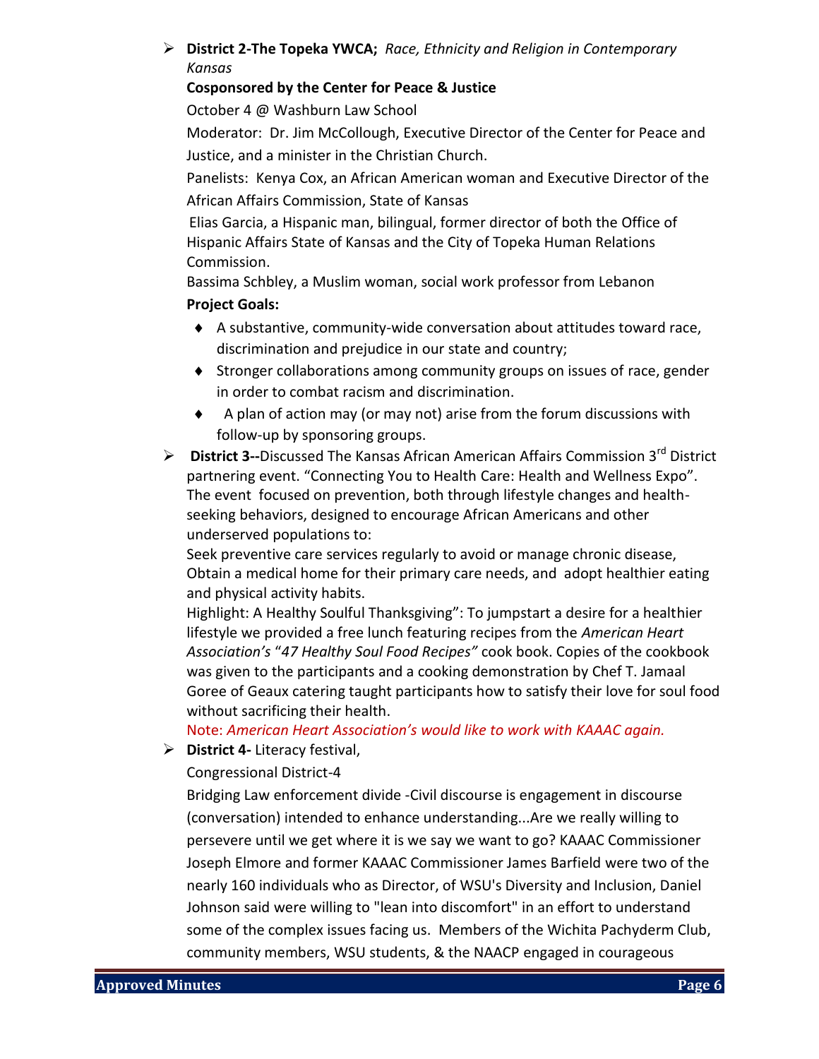- **District 2-The Topeka YWCA;** *Race, Ethnicity and Religion in Contemporary Kansas*

  **Cosponsored by the Center for Peace & Justice**

  October 4 @ Washburn Law School

  Moderator: Dr. Jim McCollough, Executive Director of the Center for Peace and Justice, and a minister in the Christian Church.

  Panelists: Kenya Cox, an African American woman and Executive Director of the African Affairs Commission, State of Kansas

  Elias Garcia, a Hispanic man, bilingual, former director of both the Office of Hispanic Affairs State of Kansas and the City of Topeka Human Relations Commission.

  Bassima Schbley, a Muslim woman, social work professor from Lebanon

  **Project Goals:**

  - A substantive, community-wide conversation about attitudes toward race, discrimination and prejudice in our state and country;
  - Stronger collaborations among community groups on issues of race, gender in order to combat racism and discrimination.
  - A plan of action may (or may not) arise from the forum discussions with follow-up by sponsoring groups.

- **District 3--**Discussed The Kansas African American Affairs Commission 3rd District partnering event. "Connecting You to Health Care: Health and Wellness Expo". The event focused on prevention, both through lifestyle changes and health-seeking behaviors, designed to encourage African Americans and other underserved populations to:

  Seek preventive care services regularly to avoid or manage chronic disease, Obtain a medical home for their primary care needs, and adopt healthier eating and physical activity habits.

  Highlight: A Healthy Soulful Thanksgiving": To jumpstart a desire for a healthier lifestyle we provided a free lunch featuring recipes from the *American Heart Association's* "*47 Healthy Soul Food Recipes"* cook book. Copies of the cookbook was given to the participants and a cooking demonstration by Chef T. Jamaal Goree of Geaux catering taught participants how to satisfy their love for soul food without sacrificing their health.

  Note: *American Heart Association's would like to work with KAAAC again.*

- **District 4-** Literacy festival,

  Congressional District-4

  Bridging Law enforcement divide -Civil discourse is engagement in discourse (conversation) intended to enhance understanding...Are we really willing to persevere until we get where it is we say we want to go? KAAAC Commissioner Joseph Elmore and former KAAAC Commissioner James Barfield were two of the nearly 160 individuals who as Director, of WSU's Diversity and Inclusion, Daniel Johnson said were willing to "lean into discomfort" in an effort to understand some of the complex issues facing us. Members of the Wichita Pachyderm Club, community members, WSU students, & the NAACP engaged in courageous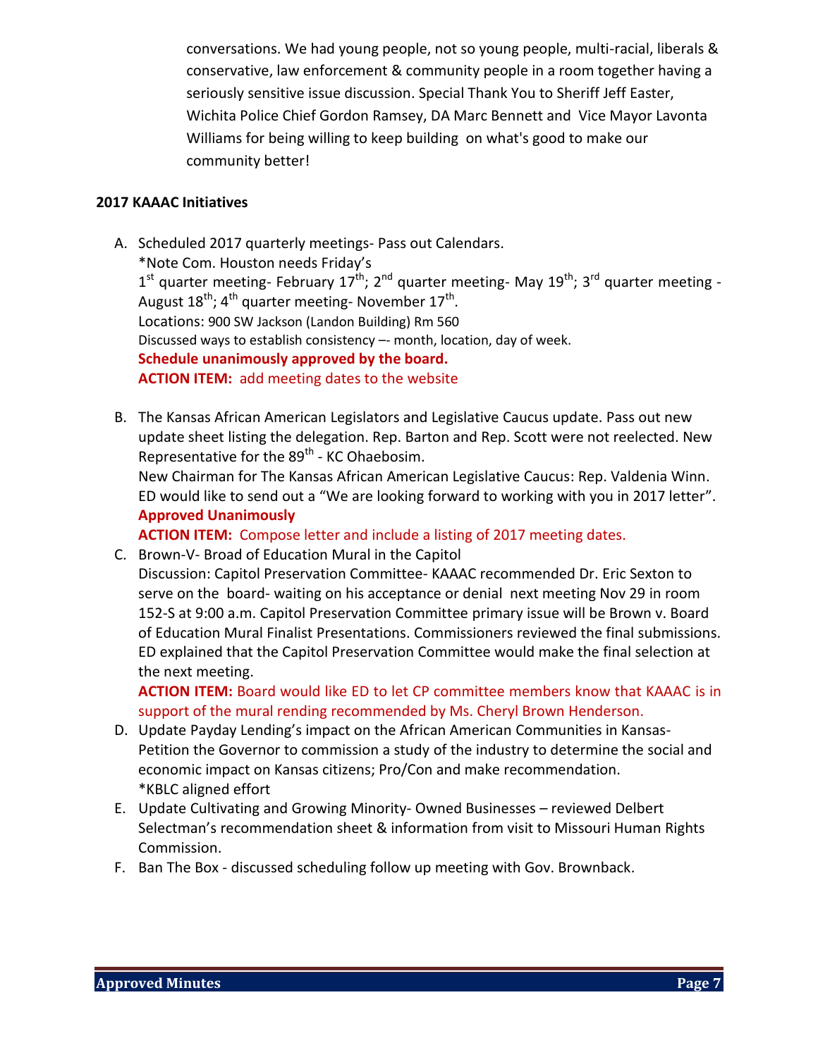conversations. We had young people, not so young people, multi-racial, liberals & conservative, law enforcement & community people in a room together having a seriously sensitive issue discussion. Special Thank You to Sheriff Jeff Easter, Wichita Police Chief Gordon Ramsey, DA Marc Bennett and Vice Mayor Lavonta Williams for being willing to keep building on what's good to make our community better!

**2017 KAAAC Initiatives**

A. Scheduled 2017 quarterly meetings- Pass out Calendars.
   *Note Com. Houston needs Friday's
   1st quarter meeting- February 17th; 2nd quarter meeting- May 19th; 3rd quarter meeting - August 18th; 4th quarter meeting- November 17th.
   Locations: 900 SW Jackson (Landon Building) Rm 560
   Discussed ways to establish consistency –- month, location, day of week.
   **Schedule unanimously approved by the board.**
   **ACTION ITEM:** add meeting dates to the website

B. The Kansas African American Legislators and Legislative Caucus update. Pass out new update sheet listing the delegation. Rep. Barton and Rep. Scott were not reelected. New Representative for the 89th - KC Ohaebosim.
   New Chairman for The Kansas African American Legislative Caucus: Rep. Valdenia Winn. ED would like to send out a "We are looking forward to working with you in 2017 letter".
   **Approved Unanimously**
   **ACTION ITEM:** Compose letter and include a listing of 2017 meeting dates.

C. Brown-V- Broad of Education Mural in the Capitol
   Discussion: Capitol Preservation Committee- KAAAC recommended Dr. Eric Sexton to serve on the board- waiting on his acceptance or denial next meeting Nov 29 in room 152-S at 9:00 a.m. Capitol Preservation Committee primary issue will be Brown v. Board of Education Mural Finalist Presentations. Commissioners reviewed the final submissions. ED explained that the Capitol Preservation Committee would make the final selection at the next meeting.
   **ACTION ITEM:** Board would like ED to let CP committee members know that KAAAC is in support of the mural rending recommended by Ms. Cheryl Brown Henderson.

D. Update Payday Lending's impact on the African American Communities in Kansas- Petition the Governor to commission a study of the industry to determine the social and economic impact on Kansas citizens; Pro/Con and make recommendation.
   *KBLC aligned effort

E. Update Cultivating and Growing Minority- Owned Businesses – reviewed Delbert Selectman's recommendation sheet & information from visit to Missouri Human Rights Commission.

F. Ban The Box - discussed scheduling follow up meeting with Gov. Brownback.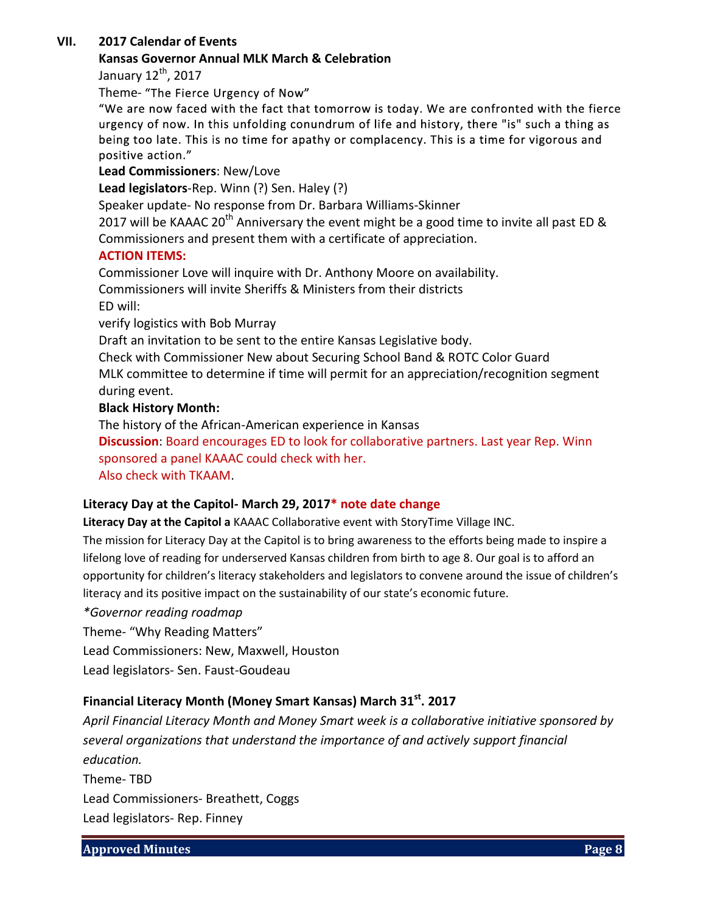## VII. 2017 Calendar of Events

**Kansas Governor Annual MLK March & Celebration**

January 12th, 2017

Theme- "The Fierce Urgency of Now"

"We are now faced with the fact that tomorrow is today. We are confronted with the fierce urgency of now. In this unfolding conundrum of life and history, there "is" such a thing as being too late. This is no time for apathy or complacency. This is a time for vigorous and positive action."

**Lead Commissioners**: New/Love

**Lead legislators**-Rep. Winn (?) Sen. Haley (?)

Speaker update- No response from Dr. Barbara Williams-Skinner

2017 will be KAAAC 20th Anniversary the event might be a good time to invite all past ED & Commissioners and present them with a certificate of appreciation.

**ACTION ITEMS:**

Commissioner Love will inquire with Dr. Anthony Moore on availability.

Commissioners will invite Sheriffs & Ministers from their districts

ED will:

verify logistics with Bob Murray

Draft an invitation to be sent to the entire Kansas Legislative body.

Check with Commissioner New about Securing School Band & ROTC Color Guard

MLK committee to determine if time will permit for an appreciation/recognition segment during event.

**Black History Month:**

The history of the African-American experience in Kansas

**Discussion**: Board encourages ED to look for collaborative partners. Last year Rep. Winn sponsored a panel KAAAC could check with her.

Also check with TKAAM.

### Literacy Day at the Capitol- March 29, 2017* note date change

**Literacy Day at the Capitol a** KAAAC Collaborative event with StoryTime Village INC.

The mission for Literacy Day at the Capitol is to bring awareness to the efforts being made to inspire a lifelong love of reading for underserved Kansas children from birth to age 8. Our goal is to afford an opportunity for children's literacy stakeholders and legislators to convene around the issue of children's literacy and its positive impact on the sustainability of our state's economic future.

*\*Governor reading roadmap*

Theme- "Why Reading Matters"

Lead Commissioners: New, Maxwell, Houston

Lead legislators- Sen. Faust-Goudeau

### Financial Literacy Month (Money Smart Kansas) March 31st. 2017

*April Financial Literacy Month and Money Smart week is a collaborative initiative sponsored by several organizations that understand the importance of and actively support financial education.*

Theme- TBD

Lead Commissioners- Breathett, Coggs

Lead legislators- Rep. Finney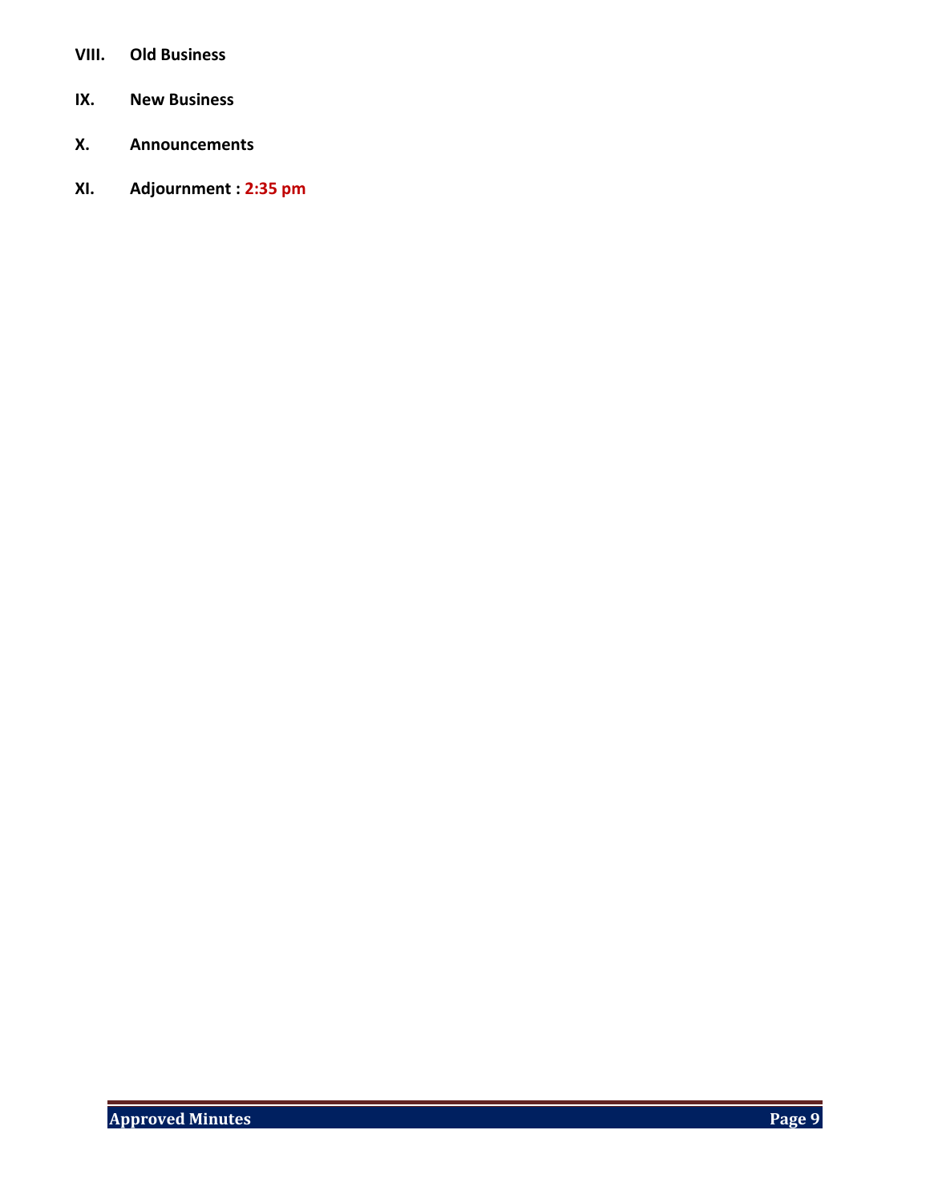**VIII. Old Business**

**IX. New Business**

**X. Announcements**

**XI. Adjournment : 2:35 pm**